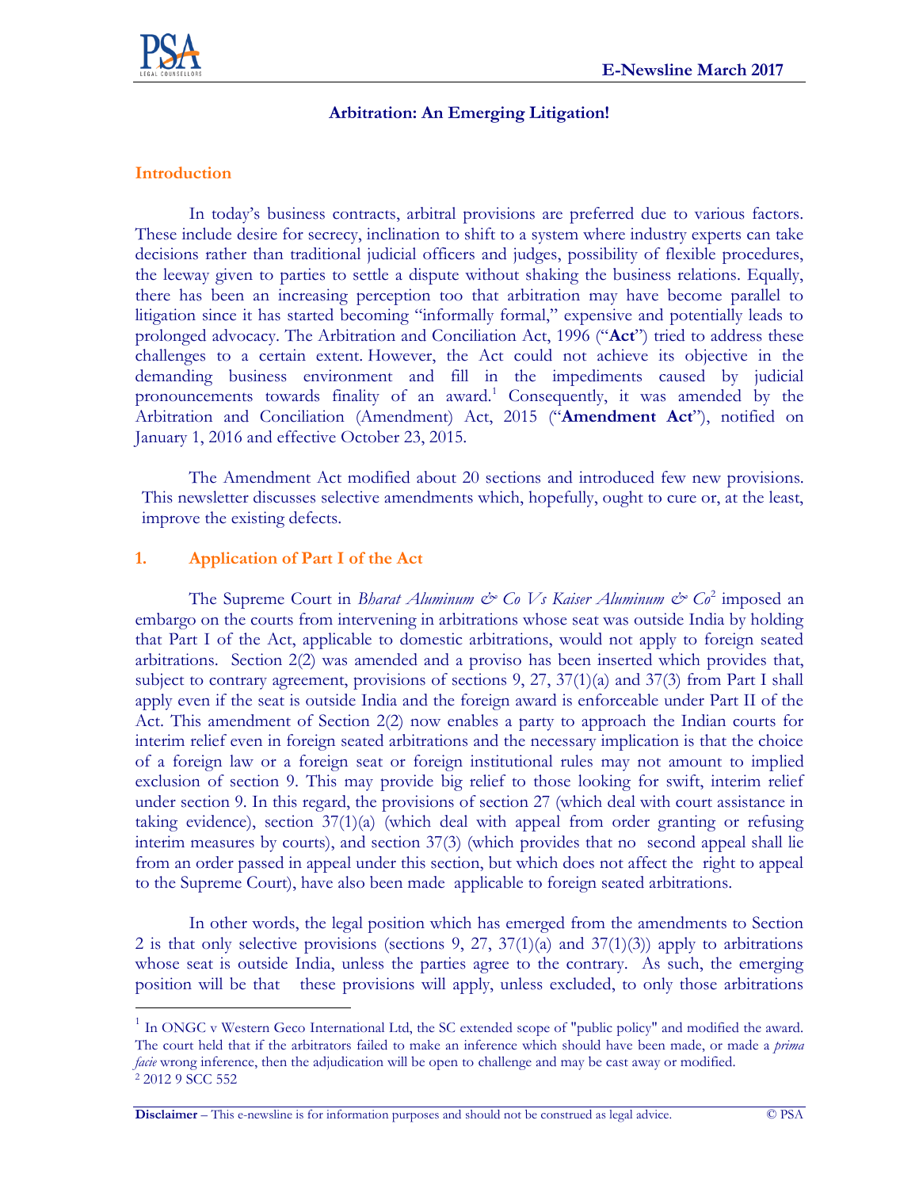# Arbitration: An Emerging Litigation!

## Introduction

In today's business contracts, arbitral provisions are preferred due to various factors. These include desire for secrecy, inclination to shift to a system where industry experts can take decisions rather than traditional judicial officers and judges, possibility of flexible procedures, the leeway given to parties to settle a dispute without shaking the business relations. Equally, there has been an increasing perception too that arbitration may have become parallel to litigation since it has started becoming "informally formal," expensive and potentially leads to prolonged advocacy. The Arbitration and Conciliation Act, 1996 ("**Act**") tried to address these challenges to a certain extent. However, the Act could not achieve its objective in the demanding business environment and fill in the impediments caused by judicial pronouncements towards finality of an award.[1] Consequently, it was amended by the Arbitration and Conciliation (Amendment) Act, 2015 ("**Amendment Act**"), notified on January 1, 2016 and effective October 23, 2015.

The Amendment Act modified about 20 sections and introduced few new provisions. This newsletter discusses selective amendments which, hopefully, ought to cure or, at the least, improve the existing defects.

## 1. Application of Part I of the Act

The Supreme Court in *Bharat Aluminum & Co Vs Kaiser Aluminum & Co*[2] imposed an embargo on the courts from intervening in arbitrations whose seat was outside India by holding that Part I of the Act, applicable to domestic arbitrations, would not apply to foreign seated arbitrations. Section 2(2) was amended and a proviso has been inserted which provides that, subject to contrary agreement, provisions of sections 9, 27, 37(1)(a) and 37(3) from Part I shall apply even if the seat is outside India and the foreign award is enforceable under Part II of the Act. This amendment of Section 2(2) now enables a party to approach the Indian courts for interim relief even in foreign seated arbitrations and the necessary implication is that the choice of a foreign law or a foreign seat or foreign institutional rules may not amount to implied exclusion of section 9. This may provide big relief to those looking for swift, interim relief under section 9. In this regard, the provisions of section 27 (which deal with court assistance in taking evidence), section 37(1)(a) (which deal with appeal from order granting or refusing interim measures by courts), and section 37(3) (which provides that no second appeal shall lie from an order passed in appeal under this section, but which does not affect the right to appeal to the Supreme Court), have also been made applicable to foreign seated arbitrations.

In other words, the legal position which has emerged from the amendments to Section 2 is that only selective provisions (sections 9, 27, 37(1)(a) and 37(1)(3)) apply to arbitrations whose seat is outside India, unless the parties agree to the contrary. As such, the emerging position will be that these provisions will apply, unless excluded, to only those arbitrations

---

[1] In ONGC v Western Geco International Ltd, the SC extended scope of "public policy" and modified the award. The court held that if the arbitrators failed to make an inference which should have been made, or made a *prima facie* wrong inference, then the adjudication will be open to challenge and may be cast away or modified.

[2] 2012 9 SCC 552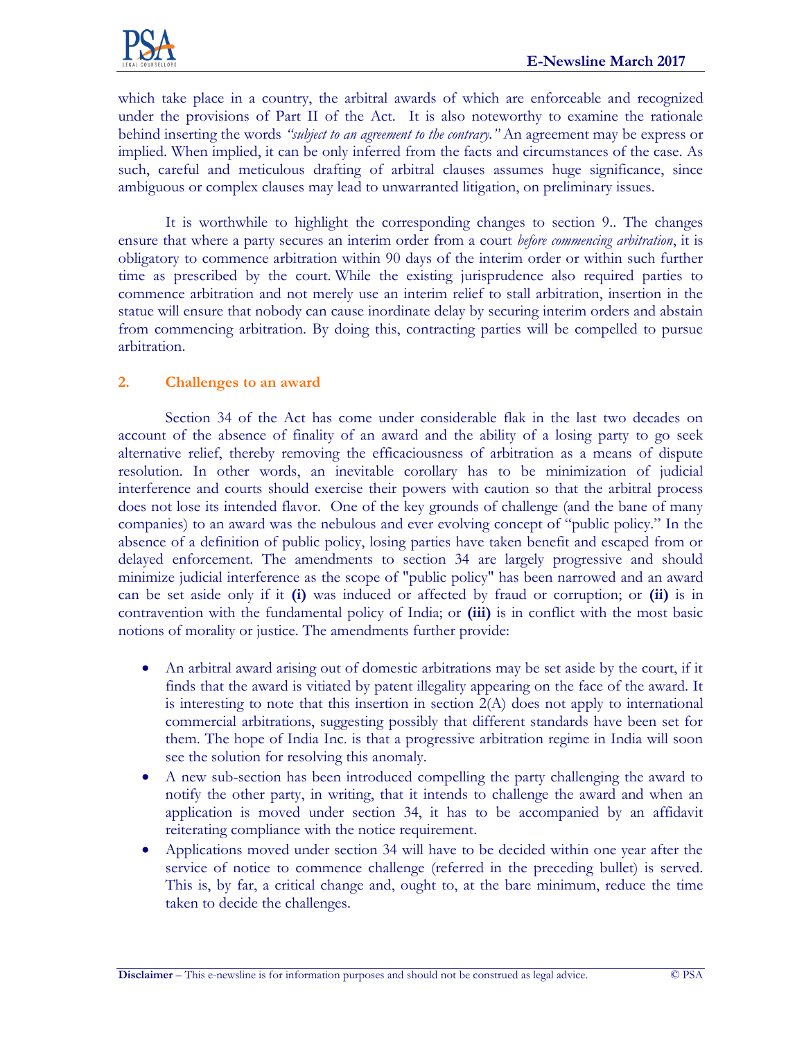which take place in a country, the arbitral awards of which are enforceable and recognized under the provisions of Part II of the Act. It is also noteworthy to examine the rationale behind inserting the words *"subject to an agreement to the contrary."* An agreement may be express or implied. When implied, it can be only inferred from the facts and circumstances of the case. As such, careful and meticulous drafting of arbitral clauses assumes huge significance, since ambiguous or complex clauses may lead to unwarranted litigation, on preliminary issues.

It is worthwhile to highlight the corresponding changes to section 9.. The changes ensure that where a party secures an interim order from a court *before commencing arbitration*, it is obligatory to commence arbitration within 90 days of the interim order or within such further time as prescribed by the court. While the existing jurisprudence also required parties to commence arbitration and not merely use an interim relief to stall arbitration, insertion in the statue will ensure that nobody can cause inordinate delay by securing interim orders and abstain from commencing arbitration. By doing this, contracting parties will be compelled to pursue arbitration.

## 2. Challenges to an award

Section 34 of the Act has come under considerable flak in the last two decades on account of the absence of finality of an award and the ability of a losing party to go seek alternative relief, thereby removing the efficaciousness of arbitration as a means of dispute resolution. In other words, an inevitable corollary has to be minimization of judicial interference and courts should exercise their powers with caution so that the arbitral process does not lose its intended flavor. One of the key grounds of challenge (and the bane of many companies) to an award was the nebulous and ever evolving concept of "public policy." In the absence of a definition of public policy, losing parties have taken benefit and escaped from or delayed enforcement. The amendments to section 34 are largely progressive and should minimize judicial interference as the scope of "public policy" has been narrowed and an award can be set aside only if it **(i)** was induced or affected by fraud or corruption; or **(ii)** is in contravention with the fundamental policy of India; or **(iii)** is in conflict with the most basic notions of morality or justice. The amendments further provide:

- An arbitral award arising out of domestic arbitrations may be set aside by the court, if it finds that the award is vitiated by patent illegality appearing on the face of the award. It is interesting to note that this insertion in section 2(A) does not apply to international commercial arbitrations, suggesting possibly that different standards have been set for them. The hope of India Inc. is that a progressive arbitration regime in India will soon see the solution for resolving this anomaly.
- A new sub-section has been introduced compelling the party challenging the award to notify the other party, in writing, that it intends to challenge the award and when an application is moved under section 34, it has to be accompanied by an affidavit reiterating compliance with the notice requirement.
- Applications moved under section 34 will have to be decided within one year after the service of notice to commence challenge (referred in the preceding bullet) is served. This is, by far, a critical change and, ought to, at the bare minimum, reduce the time taken to decide the challenges.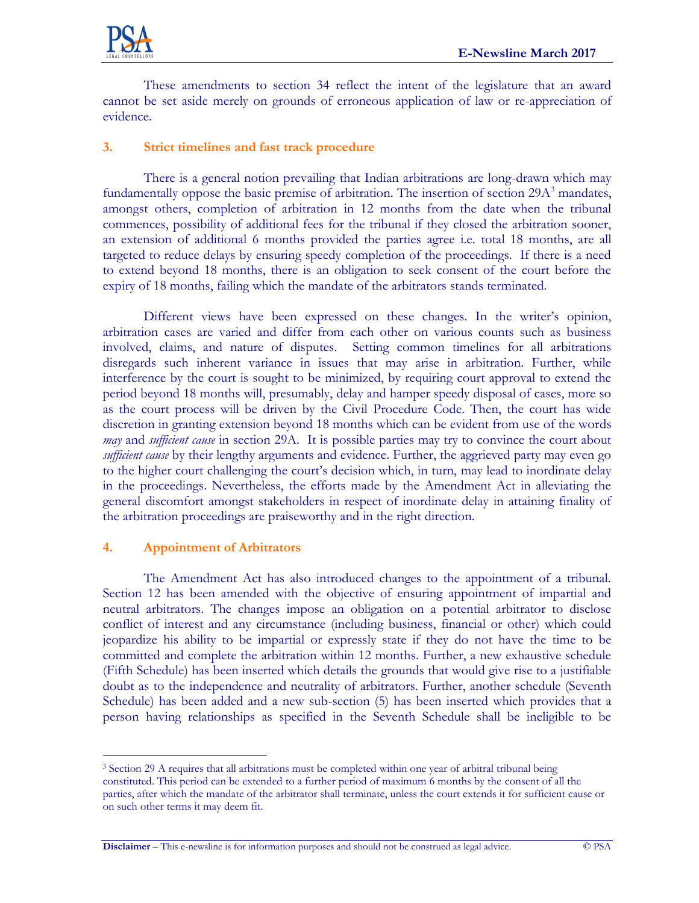These amendments to section 34 reflect the intent of the legislature that an award cannot be set aside merely on grounds of erroneous application of law or re-appreciation of evidence.

### 3. Strict timelines and fast track procedure

There is a general notion prevailing that Indian arbitrations are long-drawn which may fundamentally oppose the basic premise of arbitration. The insertion of section 29A[3] mandates, amongst others, completion of arbitration in 12 months from the date when the tribunal commences, possibility of additional fees for the tribunal if they closed the arbitration sooner, an extension of additional 6 months provided the parties agree i.e. total 18 months, are all targeted to reduce delays by ensuring speedy completion of the proceedings. If there is a need to extend beyond 18 months, there is an obligation to seek consent of the court before the expiry of 18 months, failing which the mandate of the arbitrators stands terminated.

Different views have been expressed on these changes. In the writer's opinion, arbitration cases are varied and differ from each other on various counts such as business involved, claims, and nature of disputes. Setting common timelines for all arbitrations disregards such inherent variance in issues that may arise in arbitration. Further, while interference by the court is sought to be minimized, by requiring court approval to extend the period beyond 18 months will, presumably, delay and hamper speedy disposal of cases, more so as the court process will be driven by the Civil Procedure Code. Then, the court has wide discretion in granting extension beyond 18 months which can be evident from use of the words *may* and *sufficient cause* in section 29A. It is possible parties may try to convince the court about *sufficient cause* by their lengthy arguments and evidence. Further, the aggrieved party may even go to the higher court challenging the court's decision which, in turn, may lead to inordinate delay in the proceedings. Nevertheless, the efforts made by the Amendment Act in alleviating the general discomfort amongst stakeholders in respect of inordinate delay in attaining finality of the arbitration proceedings are praiseworthy and in the right direction.

### 4. Appointment of Arbitrators

The Amendment Act has also introduced changes to the appointment of a tribunal. Section 12 has been amended with the objective of ensuring appointment of impartial and neutral arbitrators. The changes impose an obligation on a potential arbitrator to disclose conflict of interest and any circumstance (including business, financial or other) which could jeopardize his ability to be impartial or expressly state if they do not have the time to be committed and complete the arbitration within 12 months. Further, a new exhaustive schedule (Fifth Schedule) has been inserted which details the grounds that would give rise to a justifiable doubt as to the independence and neutrality of arbitrators. Further, another schedule (Seventh Schedule) has been added and a new sub-section (5) has been inserted which provides that a person having relationships as specified in the Seventh Schedule shall be ineligible to be

---

[3] Section 29 A requires that all arbitrations must be completed within one year of arbitral tribunal being constituted. This period can be extended to a further period of maximum 6 months by the consent of all the parties, after which the mandate of the arbitrator shall terminate, unless the court extends it for sufficient cause or on such other terms it may deem fit.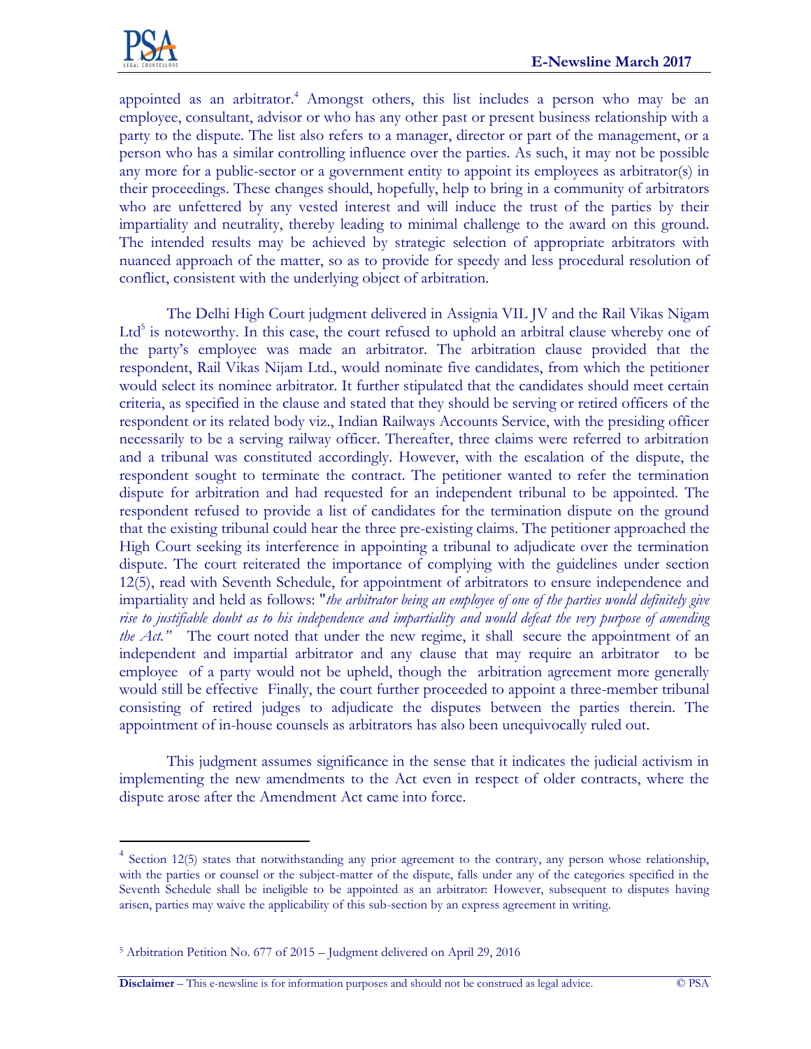appointed as an arbitrator.[4] Amongst others, this list includes a person who may be an employee, consultant, advisor or who has any other past or present business relationship with a party to the dispute. The list also refers to a manager, director or part of the management, or a person who has a similar controlling influence over the parties. As such, it may not be possible any more for a public-sector or a government entity to appoint its employees as arbitrator(s) in their proceedings. These changes should, hopefully, help to bring in a community of arbitrators who are unfettered by any vested interest and will induce the trust of the parties by their impartiality and neutrality, thereby leading to minimal challenge to the award on this ground. The intended results may be achieved by strategic selection of appropriate arbitrators with nuanced approach of the matter, so as to provide for speedy and less procedural resolution of conflict, consistent with the underlying object of arbitration.

The Delhi High Court judgment delivered in Assignia VIL JV and the Rail Vikas Nigam Ltd[5] is noteworthy. In this case, the court refused to uphold an arbitral clause whereby one of the party's employee was made an arbitrator. The arbitration clause provided that the respondent, Rail Vikas Nijam Ltd., would nominate five candidates, from which the petitioner would select its nominee arbitrator. It further stipulated that the candidates should meet certain criteria, as specified in the clause and stated that they should be serving or retired officers of the respondent or its related body viz., Indian Railways Accounts Service, with the presiding officer necessarily to be a serving railway officer. Thereafter, three claims were referred to arbitration and a tribunal was constituted accordingly. However, with the escalation of the dispute, the respondent sought to terminate the contract. The petitioner wanted to refer the termination dispute for arbitration and had requested for an independent tribunal to be appointed. The respondent refused to provide a list of candidates for the termination dispute on the ground that the existing tribunal could hear the three pre-existing claims. The petitioner approached the High Court seeking its interference in appointing a tribunal to adjudicate over the termination dispute. The court reiterated the importance of complying with the guidelines under section 12(5), read with Seventh Schedule, for appointment of arbitrators to ensure independence and impartiality and held as follows: "*the arbitrator being an employee of one of the parties would definitely give rise to justifiable doubt as to his independence and impartiality and would defeat the very purpose of amending the Act.*" The court noted that under the new regime, it shall secure the appointment of an independent and impartial arbitrator and any clause that may require an arbitrator to be employee of a party would not be upheld, though the arbitration agreement more generally would still be effective Finally, the court further proceeded to appoint a three-member tribunal consisting of retired judges to adjudicate the disputes between the parties therein. The appointment of in-house counsels as arbitrators has also been unequivocally ruled out.

This judgment assumes significance in the sense that it indicates the judicial activism in implementing the new amendments to the Act even in respect of older contracts, where the dispute arose after the Amendment Act came into force.

---

[4] Section 12(5) states that notwithstanding any prior agreement to the contrary, any person whose relationship, with the parties or counsel or the subject-matter of the dispute, falls under any of the categories specified in the Seventh Schedule shall be ineligible to be appointed as an arbitrator: However, subsequent to disputes having arisen, parties may waive the applicability of this sub-section by an express agreement in writing.

[5] Arbitration Petition No. 677 of 2015 – Judgment delivered on April 29, 2016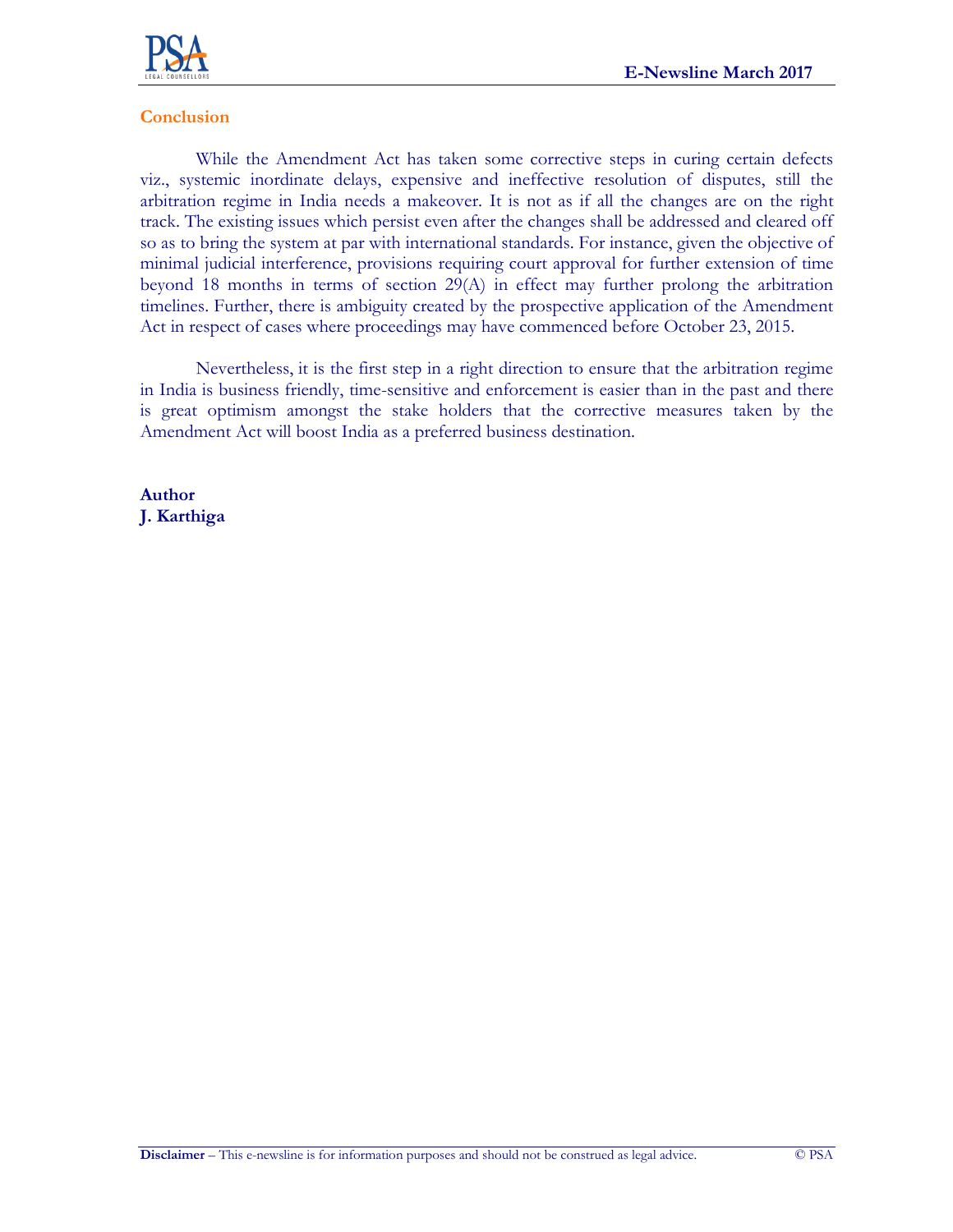## Conclusion

While the Amendment Act has taken some corrective steps in curing certain defects viz., systemic inordinate delays, expensive and ineffective resolution of disputes, still the arbitration regime in India needs a makeover. It is not as if all the changes are on the right track. The existing issues which persist even after the changes shall be addressed and cleared off so as to bring the system at par with international standards. For instance, given the objective of minimal judicial interference, provisions requiring court approval for further extension of time beyond 18 months in terms of section 29(A) in effect may further prolong the arbitration timelines. Further, there is ambiguity created by the prospective application of the Amendment Act in respect of cases where proceedings may have commenced before October 23, 2015.

Nevertheless, it is the first step in a right direction to ensure that the arbitration regime in India is business friendly, time-sensitive and enforcement is easier than in the past and there is great optimism amongst the stake holders that the corrective measures taken by the Amendment Act will boost India as a preferred business destination.

**Author**
**J. Karthiga**

**Disclaimer** – This e-newsline is for information purposes and should not be construed as legal advice. © PSA